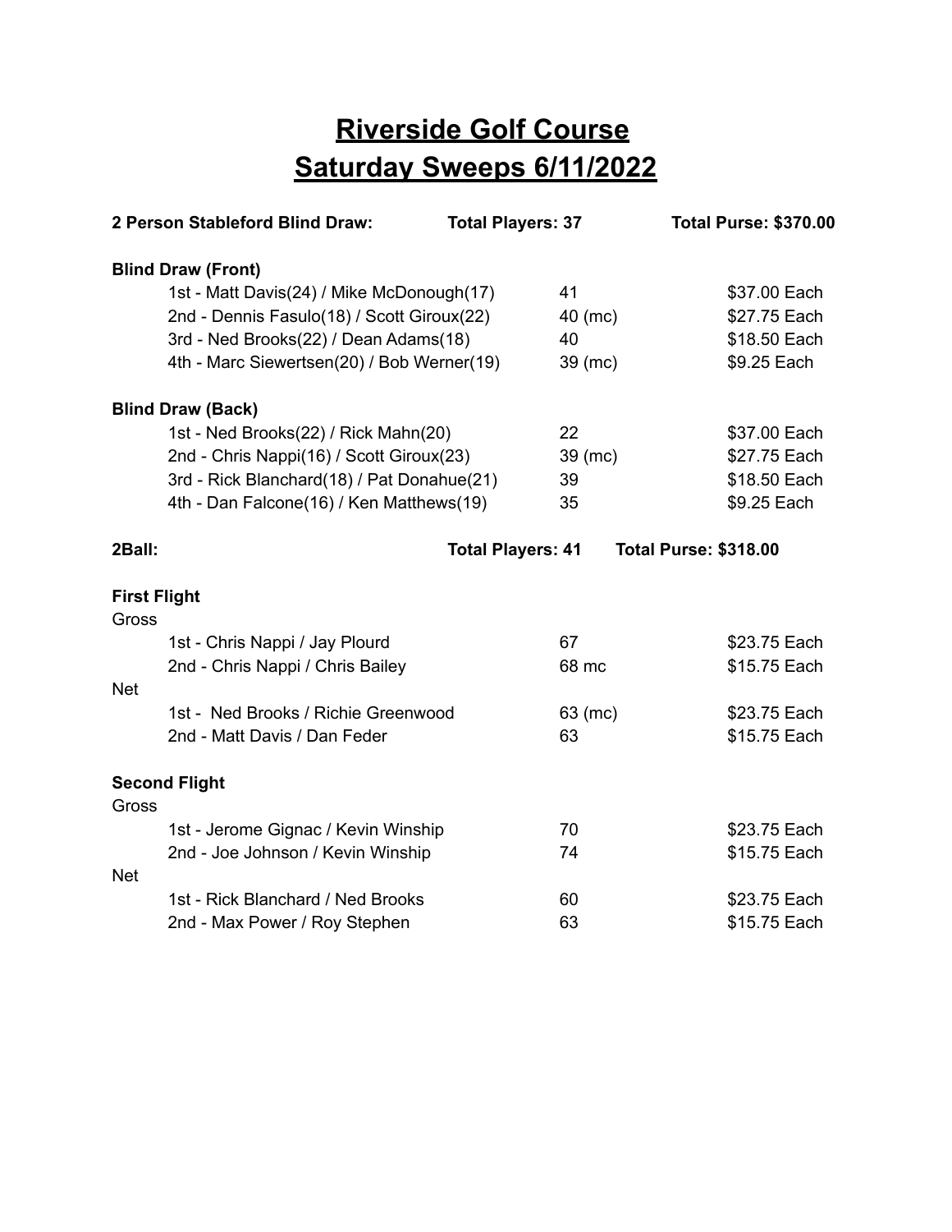# Riverside Golf Course
# Saturday Sweeps 6/11/2022

**2 Person Stableford Blind Draw:** **Total Players: 37** **Total Purse: $370.00**

**Blind Draw (Front)**

| Place | Team | Score | Payout |
|---|---|---|---|
| 1st | Matt Davis(24) / Mike McDonough(17) | 41 | $37.00 Each |
| 2nd | Dennis Fasulo(18) / Scott Giroux(22) | 40 (mc) | $27.75 Each |
| 3rd | Ned Brooks(22) / Dean Adams(18) | 40 | $18.50 Each |
| 4th | Marc Siewertsen(20) / Bob Werner(19) | 39 (mc) | $9.25 Each |

**Blind Draw (Back)**

| Place | Team | Score | Payout |
|---|---|---|---|
| 1st | Ned Brooks(22) / Rick Mahn(20) | 22 | $37.00 Each |
| 2nd | Chris Nappi(16) / Scott Giroux(23) | 39 (mc) | $27.75 Each |
| 3rd | Rick Blanchard(18) / Pat Donahue(21) | 39 | $18.50 Each |
| 4th | Dan Falcone(16) / Ken Matthews(19) | 35 | $9.25 Each |

**2Ball:** **Total Players: 41** **Total Purse: $318.00**

**First Flight**

Gross

| Place | Team | Score | Payout |
|---|---|---|---|
| 1st | Chris Nappi / Jay Plourd | 67 | $23.75 Each |
| 2nd | Chris Nappi / Chris Bailey | 68 mc | $15.75 Each |

Net

| Place | Team | Score | Payout |
|---|---|---|---|
| 1st | Ned Brooks / Richie Greenwood | 63 (mc) | $23.75 Each |
| 2nd | Matt Davis / Dan Feder | 63 | $15.75 Each |

**Second Flight**

Gross

| Place | Team | Score | Payout |
|---|---|---|---|
| 1st | Jerome Gignac / Kevin Winship | 70 | $23.75 Each |
| 2nd | Joe Johnson / Kevin Winship | 74 | $15.75 Each |

Net

| Place | Team | Score | Payout |
|---|---|---|---|
| 1st | Rick Blanchard / Ned Brooks | 60 | $23.75 Each |
| 2nd | Max Power / Roy Stephen | 63 | $15.75 Each |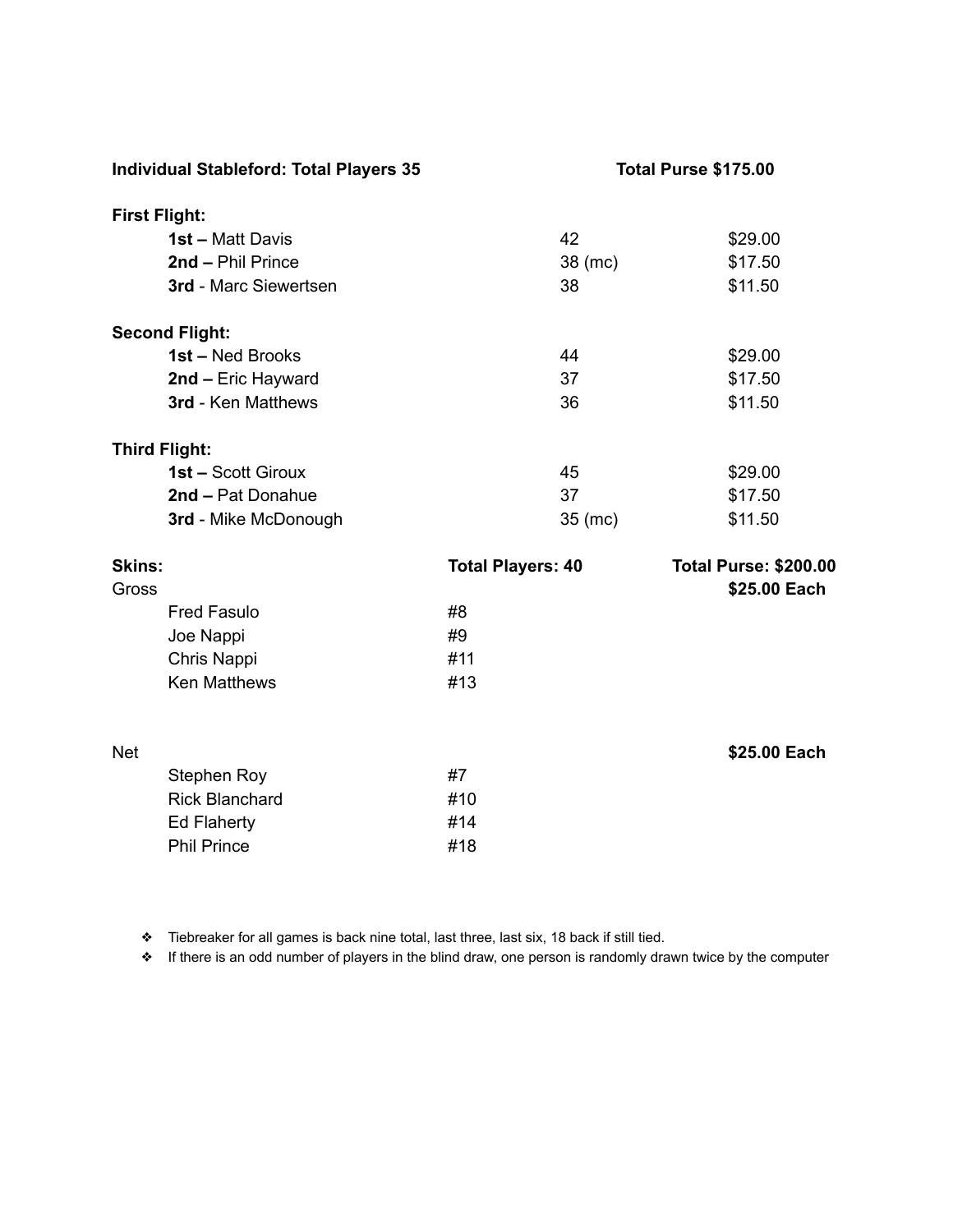**Individual Stableford: Total Players 35** **Total Purse $175.00**

**First Flight:**

| | | |
|---|---|---|
| **1st –** Matt Davis | 42 | $29.00 |
| **2nd –** Phil Prince | 38 (mc) | $17.50 |
| **3rd** - Marc Siewertsen | 38 | $11.50 |

**Second Flight:**

| | | |
|---|---|---|
| **1st –** Ned Brooks | 44 | $29.00 |
| **2nd –** Eric Hayward | 37 | $17.50 |
| **3rd** - Ken Matthews | 36 | $11.50 |

**Third Flight:**

| | | |
|---|---|---|
| **1st –** Scott Giroux | 45 | $29.00 |
| **2nd –** Pat Donahue | 37 | $17.50 |
| **3rd** - Mike McDonough | 35 (mc) | $11.50 |

**Skins:** **Total Players: 40** **Total Purse: $200.00**

Gross **$25.00 Each**

| | |
|---|---|
| Fred Fasulo | #8 |
| Joe Nappi | #9 |
| Chris Nappi | #11 |
| Ken Matthews | #13 |

Net **$25.00 Each**

| | |
|---|---|
| Stephen Roy | #7 |
| Rick Blanchard | #10 |
| Ed Flaherty | #14 |
| Phil Prince | #18 |

- Tiebreaker for all games is back nine total, last three, last six, 18 back if still tied.
- If there is an odd number of players in the blind draw, one person is randomly drawn twice by the computer